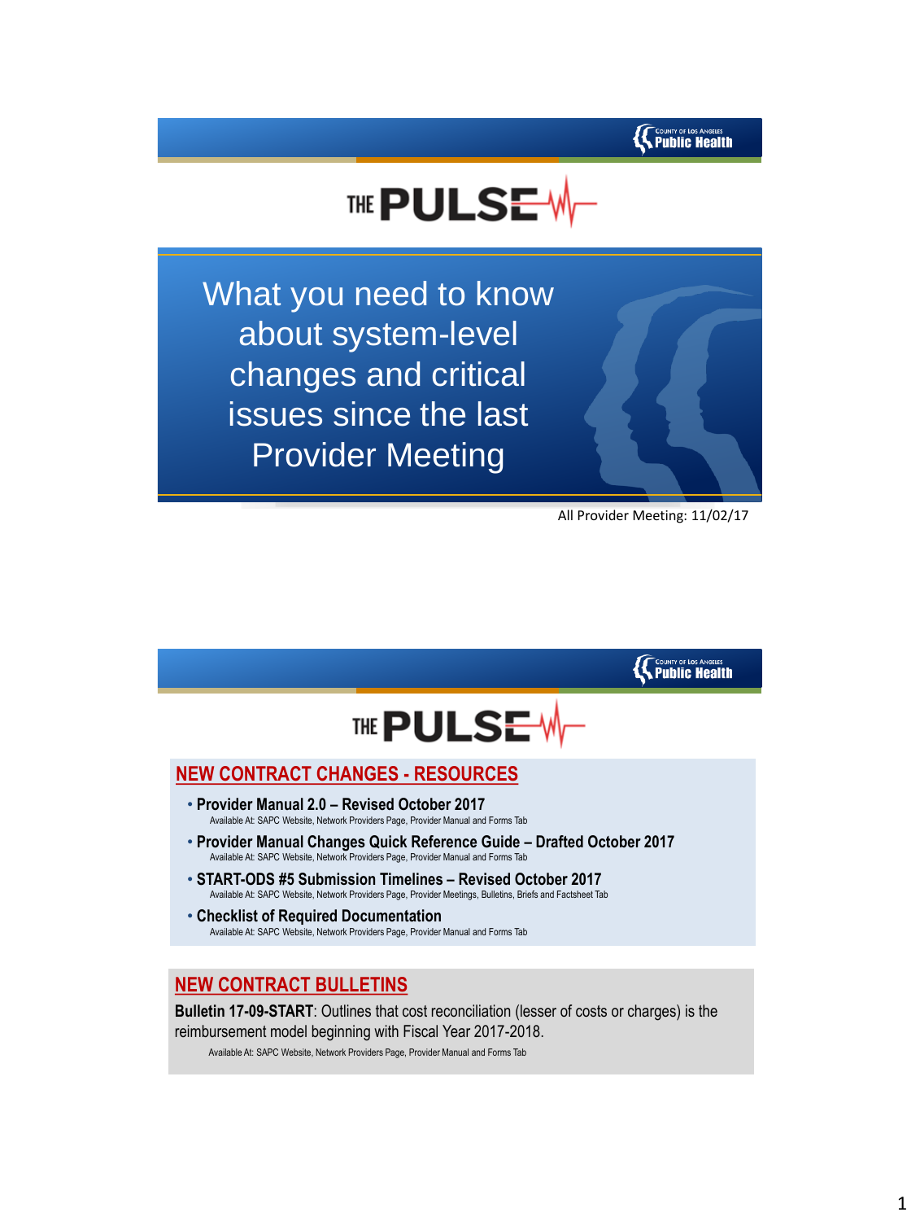COUNTY OF LOS ANGELES Public Health

# THE PULSE

What you need to know about system-level changes and critical issues since the last Provider Meeting

All Provider Meeting: 11/02/17

COUNTY OF LOS ANGELES Public Health

# THE PULSE

## NEW CONTRACT CHANGES - RESOURCES

- **Provider Manual 2.0 – Revised October 2017**
  Available At: SAPC Website, Network Providers Page, Provider Manual and Forms Tab
- **Provider Manual Changes Quick Reference Guide – Drafted October 2017**
  Available At: SAPC Website, Network Providers Page, Provider Manual and Forms Tab
- **START-ODS #5 Submission Timelines – Revised October 2017**
  Available At: SAPC Website, Network Providers Page, Provider Meetings, Bulletins, Briefs and Factsheet Tab
- **Checklist of Required Documentation**
  Available At: SAPC Website, Network Providers Page, Provider Manual and Forms Tab

## NEW CONTRACT BULLETINS

**Bulletin 17-09-START**: Outlines that cost reconciliation (lesser of costs or charges) is the reimbursement model beginning with Fiscal Year 2017-2018.

Available At: SAPC Website, Network Providers Page, Provider Manual and Forms Tab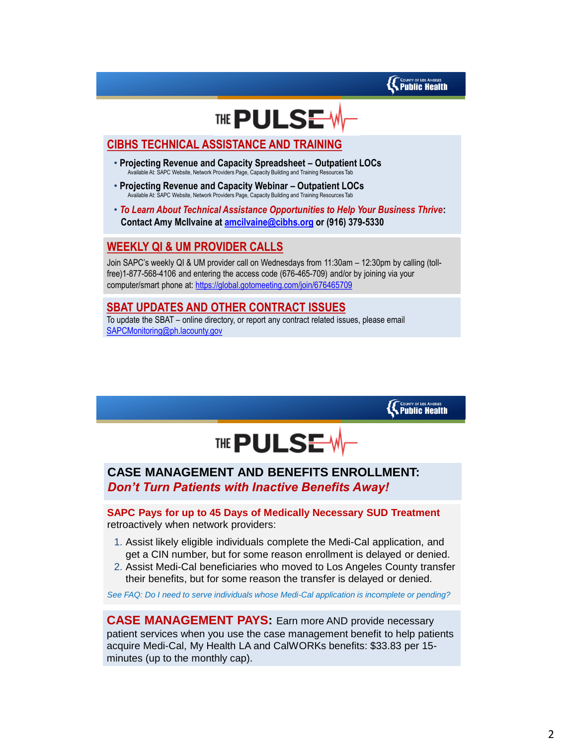THE PULSE

## CIBHS TECHNICAL ASSISTANCE AND TRAINING

- **Projecting Revenue and Capacity Spreadsheet – Outpatient LOCs**
  Available At: SAPC Website, Network Providers Page, Capacity Building and Training Resources Tab
- **Projecting Revenue and Capacity Webinar – Outpatient LOCs**
  Available At: SAPC Website, Network Providers Page, Capacity Building and Training Resources Tab
- ***To Learn About Technical Assistance Opportunities to Help Your Business Thrive*:** **Contact Amy McIlvaine at amcilvaine@cibhs.org or (916) 379-5330**

## WEEKLY QI & UM PROVIDER CALLS

Join SAPC's weekly QI & UM provider call on Wednesdays from 11:30am – 12:30pm by calling (toll-free)1-877-568-4106 and entering the access code (676-465-709) and/or by joining via your computer/smart phone at: https://global.gotomeeting.com/join/676465709

## SBAT UPDATES AND OTHER CONTRACT ISSUES

To update the SBAT – online directory, or report any contract related issues, please email SAPCMonitoring@ph.lacounty.gov

THE PULSE

## CASE MANAGEMENT AND BENEFITS ENROLLMENT: *Don't Turn Patients with Inactive Benefits Away!*

**SAPC Pays for up to 45 Days of Medically Necessary SUD Treatment** retroactively when network providers:

1. Assist likely eligible individuals complete the Medi-Cal application, and get a CIN number, but for some reason enrollment is delayed or denied.
2. Assist Medi-Cal beneficiaries who moved to Los Angeles County transfer their benefits, but for some reason the transfer is delayed or denied.

*See FAQ: Do I need to serve individuals whose Medi-Cal application is incomplete or pending?*

**CASE MANAGEMENT PAYS:** Earn more AND provide necessary patient services when you use the case management benefit to help patients acquire Medi-Cal, My Health LA and CalWORKs benefits: $33.83 per 15-minutes (up to the monthly cap).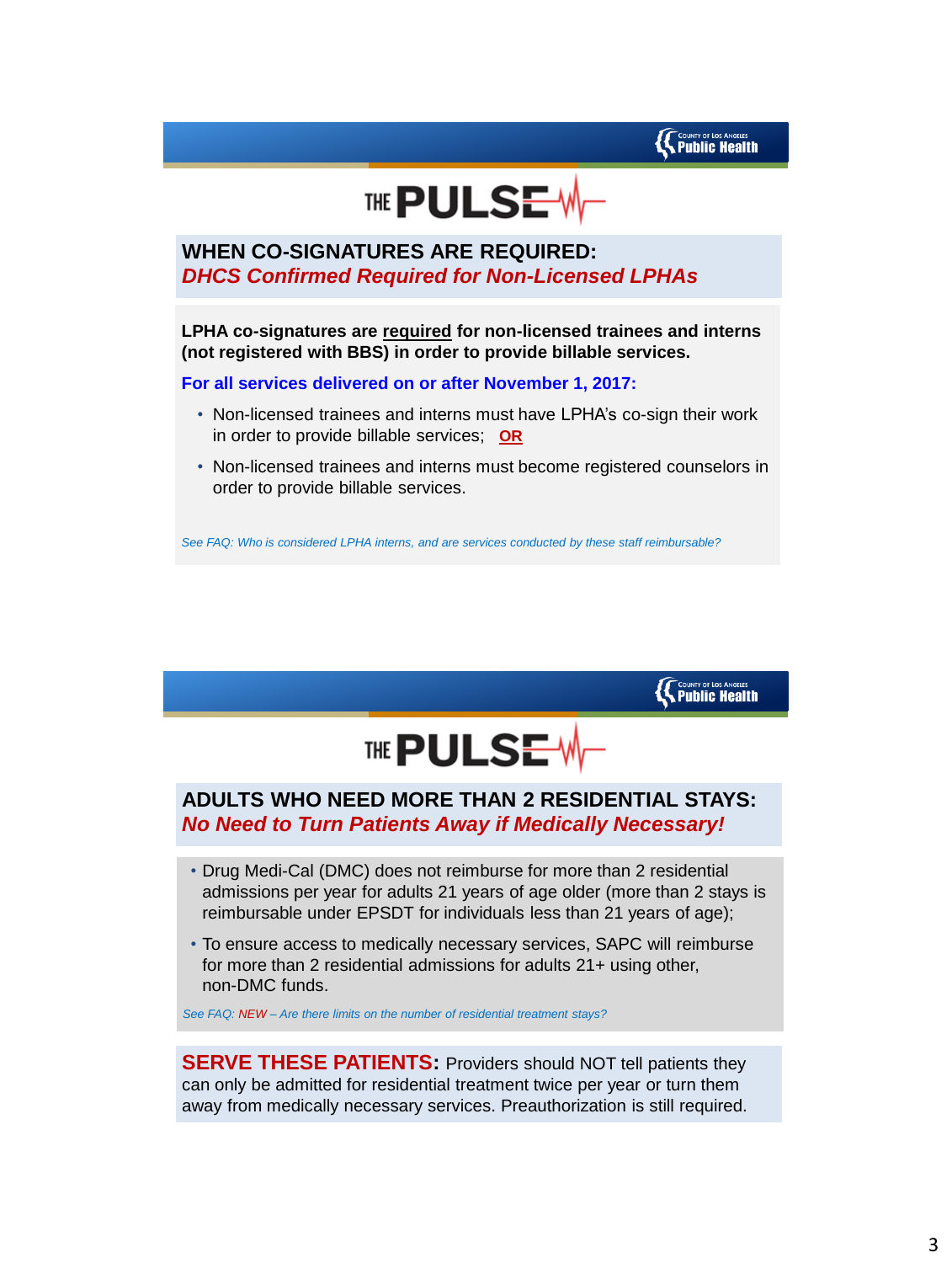THE PULSE

## WHEN CO-SIGNATURES ARE REQUIRED:
### *DHCS Confirmed Required for Non-Licensed LPHAs*

**LPHA co-signatures are required for non-licensed trainees and interns (not registered with BBS) in order to provide billable services.**

**For all services delivered on or after November 1, 2017:**

- Non-licensed trainees and interns must have LPHA's co-sign their work in order to provide billable services; **OR**
- Non-licensed trainees and interns must become registered counselors in order to provide billable services.

*See FAQ: Who is considered LPHA interns, and are services conducted by these staff reimbursable?*

THE PULSE

## ADULTS WHO NEED MORE THAN 2 RESIDENTIAL STAYS:
### *No Need to Turn Patients Away if Medically Necessary!*

- Drug Medi-Cal (DMC) does not reimburse for more than 2 residential admissions per year for adults 21 years of age older (more than 2 stays is reimbursable under EPSDT for individuals less than 21 years of age);
- To ensure access to medically necessary services, SAPC will reimburse for more than 2 residential admissions for adults 21+ using other, non-DMC funds.

*See FAQ: NEW – Are there limits on the number of residential treatment stays?*

**SERVE THESE PATIENTS:** Providers should NOT tell patients they can only be admitted for residential treatment twice per year or turn them away from medically necessary services. Preauthorization is still required.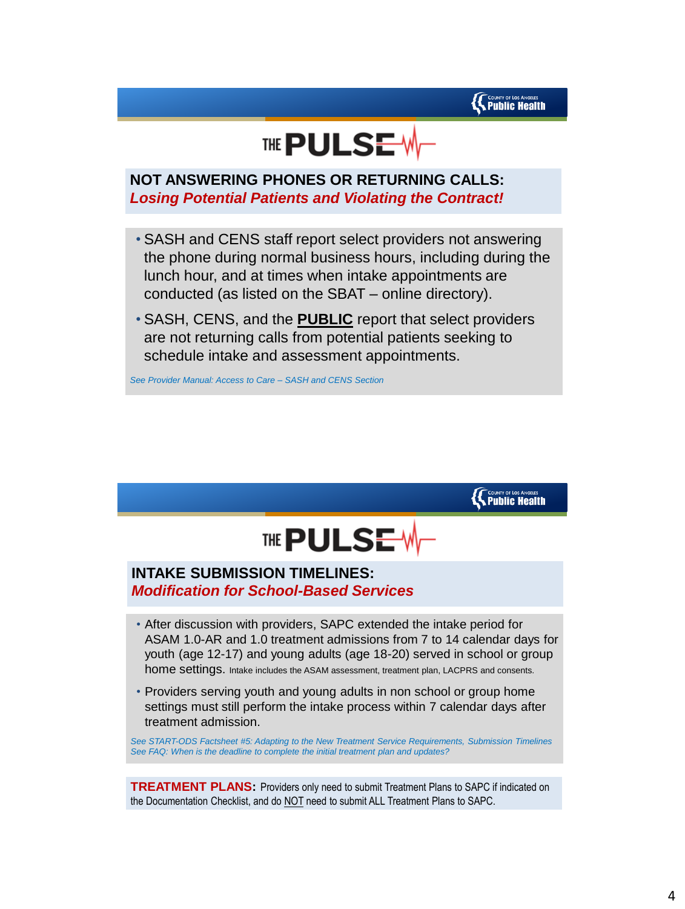## NOT ANSWERING PHONES OR RETURNING CALLS:
***Losing Potential Patients and Violating the Contract!***

- SASH and CENS staff report select providers not answering the phone during normal business hours, including during the lunch hour, and at times when intake appointments are conducted (as listed on the SBAT – online directory).
- SASH, CENS, and the **PUBLIC** report that select providers are not returning calls from potential patients seeking to schedule intake and assessment appointments.

*See Provider Manual: Access to Care – SASH and CENS Section*

## INTAKE SUBMISSION TIMELINES:
***Modification for School-Based Services***

- After discussion with providers, SAPC extended the intake period for ASAM 1.0-AR and 1.0 treatment admissions from 7 to 14 calendar days for youth (age 12-17) and young adults (age 18-20) served in school or group home settings. Intake includes the ASAM assessment, treatment plan, LACPRS and consents.
- Providers serving youth and young adults in non school or group home settings must still perform the intake process within 7 calendar days after treatment admission.

*See START-ODS Factsheet #5: Adapting to the New Treatment Service Requirements, Submission Timelines*
*See FAQ: When is the deadline to complete the initial treatment plan and updates?*

**TREATMENT PLANS:** Providers only need to submit Treatment Plans to SAPC if indicated on the Documentation Checklist, and do NOT need to submit ALL Treatment Plans to SAPC.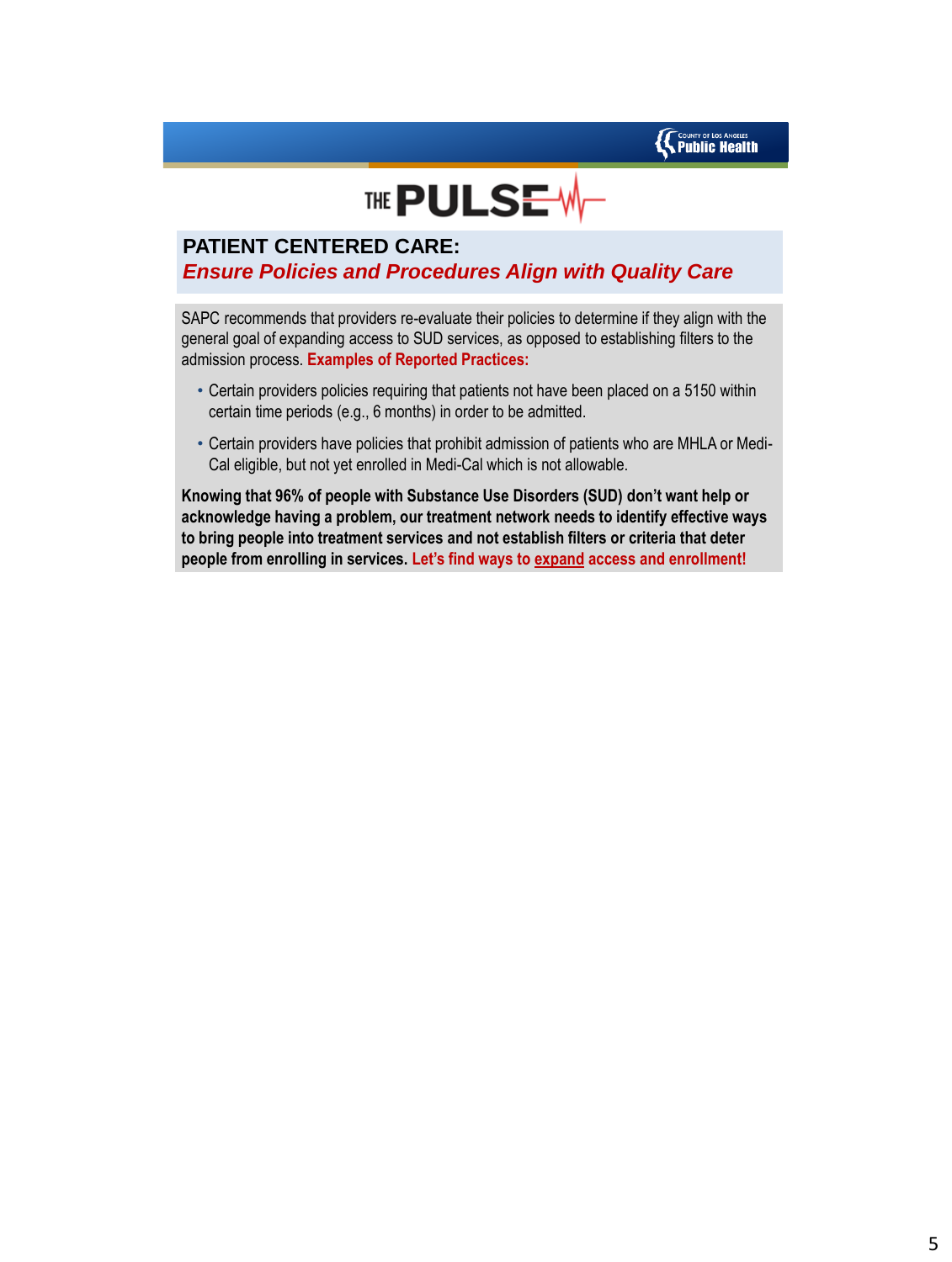# THE PULSE

## PATIENT CENTERED CARE:
### *Ensure Policies and Procedures Align with Quality Care*

SAPC recommends that providers re-evaluate their policies to determine if they align with the general goal of expanding access to SUD services, as opposed to establishing filters to the admission process. **Examples of Reported Practices:**

- Certain providers policies requiring that patients not have been placed on a 5150 within certain time periods (e.g., 6 months) in order to be admitted.
- Certain providers have policies that prohibit admission of patients who are MHLA or Medi-Cal eligible, but not yet enrolled in Medi-Cal which is not allowable.

**Knowing that 96% of people with Substance Use Disorders (SUD) don't want help or acknowledge having a problem, our treatment network needs to identify effective ways to bring people into treatment services and not establish filters or criteria that deter people from enrolling in services. Let's find ways to expand access and enrollment!**